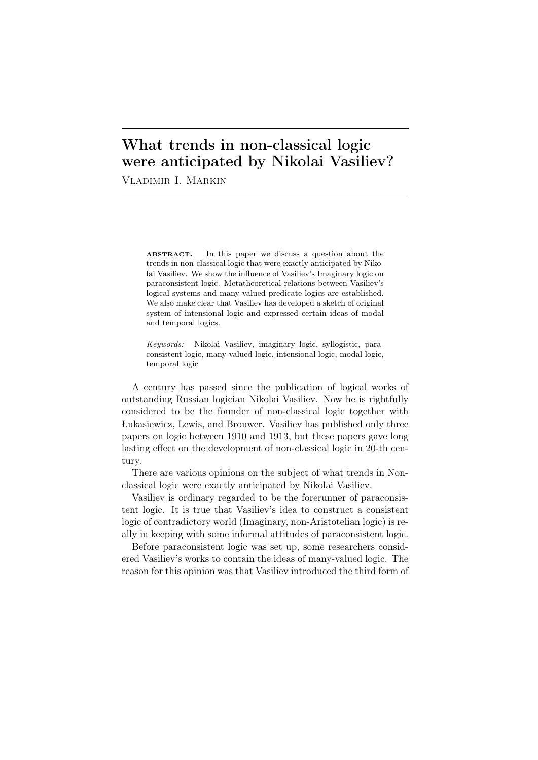# What trends in non-classical logic were anticipated by Nikolai Vasiliev?

Vladimir I. Markin

**ABSTRACT.** In this paper we discuss a question about the trends in non-classical logic that were exactly anticipated by Nikolai Vasiliev. We show the influence of Vasiliev's Imaginary logic on paraconsistent logic. Metatheoretical relations between Vasiliev's logical systems and many-valued predicate logics are established. We also make clear that Vasiliev has developed a sketch of original system of intensional logic and expressed certain ideas of modal and temporal logics.

*Keywords:* Nikolai Vasiliev, imaginary logic, syllogistic, paraconsistent logic, many-valued logic, intensional logic, modal logic, temporal logic

A century has passed since the publication of logical works of outstanding Russian logician Nikolai Vasiliev. Now he is rightfully considered to be the founder of non-classical logic together with Łukasiewicz, Lewis, and Brouwer. Vasiliev has published only three papers on logic between 1910 and 1913, but these papers gave long lasting effect on the development of non-classical logic in 20-th century.

There are various opinions on the subject of what trends in Non-classical logic were exactly anticipated by Nikolai Vasiliev.

Vasiliev is ordinary regarded to be the forerunner of paraconsistent logic. It is true that Vasiliev's idea to construct a consistent logic of contradictory world (Imaginary, non-Aristotelian logic) is really in keeping with some informal attitudes of paraconsistent logic.

Before paraconsistent logic was set up, some researchers considered Vasiliev's works to contain the ideas of many-valued logic. The reason for this opinion was that Vasiliev introduced the third form of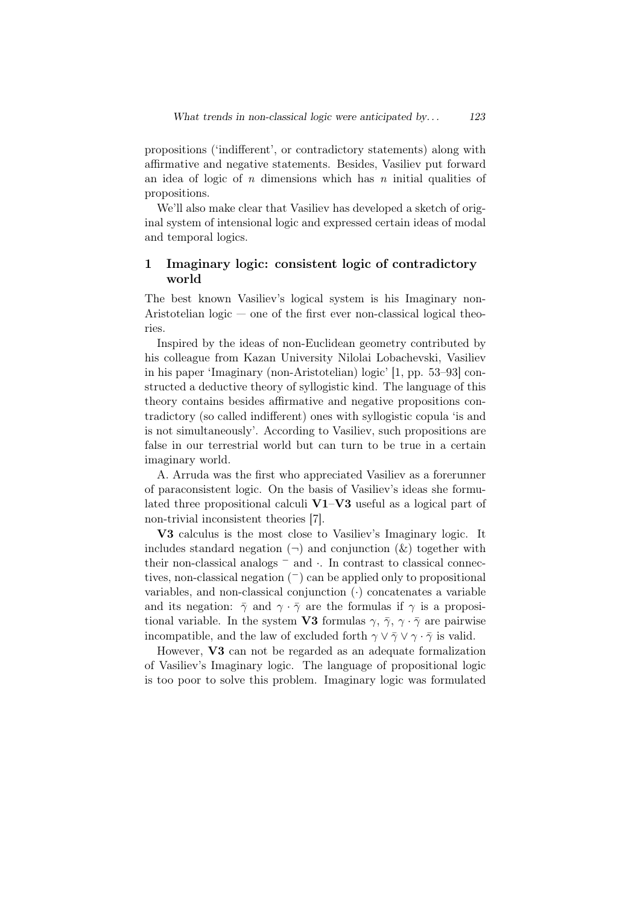propositions ('indifferent', or contradictory statements) along with affirmative and negative statements. Besides, Vasiliev put forward an idea of logic of $n$ dimensions which has $n$ initial qualities of propositions.

We'll also make clear that Vasiliev has developed a sketch of original system of intensional logic and expressed certain ideas of modal and temporal logics.

## 1 Imaginary logic: consistent logic of contradictory world

The best known Vasiliev's logical system is his Imaginary non-Aristotelian logic — one of the first ever non-classical logical theories.

Inspired by the ideas of non-Euclidean geometry contributed by his colleague from Kazan University Nilolai Lobachevski, Vasiliev in his paper 'Imaginary (non-Aristotelian) logic' [1, pp. 53–93] constructed a deductive theory of syllogistic kind. The language of this theory contains besides affirmative and negative propositions contradictory (so called indifferent) ones with syllogistic copula 'is and is not simultaneously'. According to Vasiliev, such propositions are false in our terrestrial world but can turn to be true in a certain imaginary world.

A. Arruda was the first who appreciated Vasiliev as a forerunner of paraconsistent logic. On the basis of Vasiliev's ideas she formulated three propositional calculi **V1**–**V3** useful as a logical part of non-trivial inconsistent theories [7].

**V3** calculus is the most close to Vasiliev's Imaginary logic. It includes standard negation ($\neg$) and conjunction ($\&$) together with their non-classical analogs $^{-}$ and $\cdot$. In contrast to classical connectives, non-classical negation ($^{-}$) can be applied only to propositional variables, and non-classical conjunction ($\cdot$) concatenates a variable and its negation: $\bar{\gamma}$ and $\gamma \cdot \bar{\gamma}$ are the formulas if $\gamma$ is a propositional variable. In the system **V3** formulas $\gamma$, $\bar{\gamma}$, $\gamma \cdot \bar{\gamma}$ are pairwise incompatible, and the law of excluded forth $\gamma \vee \bar{\gamma} \vee \gamma \cdot \bar{\gamma}$ is valid.

However, **V3** can not be regarded as an adequate formalization of Vasiliev's Imaginary logic. The language of propositional logic is too poor to solve this problem. Imaginary logic was formulated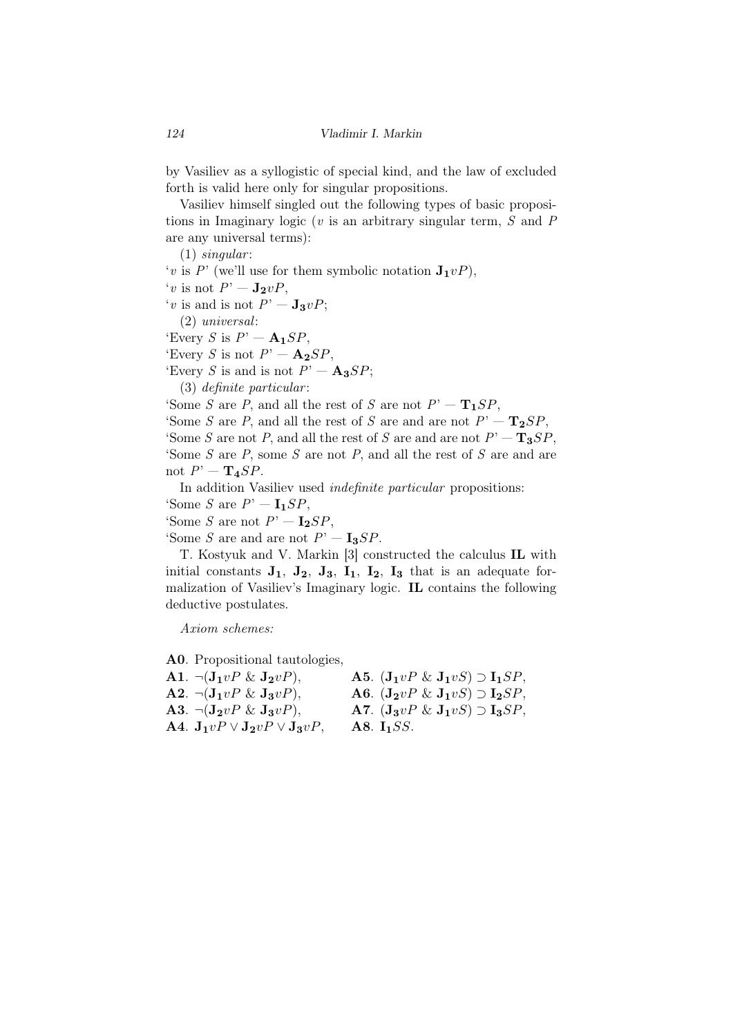by Vasiliev as a syllogistic of special kind, and the law of excluded forth is valid here only for singular propositions.

Vasiliev himself singled out the following types of basic propositions in Imaginary logic ($v$ is an arbitrary singular term, $S$ and $P$ are any universal terms):

(1) *singular*:
'$v$ is $P$' (we'll use for them symbolic notation $\mathbf{J_1}vP$),
'$v$ is not $P$' — $\mathbf{J_2}vP$,
'$v$ is and is not $P$' — $\mathbf{J_3}vP$;

(2) *universal*:
'Every $S$ is $P$' — $\mathbf{A_1}SP$,
'Every $S$ is not $P$' — $\mathbf{A_2}SP$,
'Every $S$ is and is not $P$' — $\mathbf{A_3}SP$;

(3) *definite particular*:
'Some $S$ are $P$, and all the rest of $S$ are not $P$' — $\mathbf{T_1}SP$,
'Some $S$ are $P$, and all the rest of $S$ are and are not $P$' — $\mathbf{T_2}SP$,
'Some $S$ are not $P$, and all the rest of $S$ are and are not $P$' — $\mathbf{T_3}SP$,
'Some $S$ are $P$, some $S$ are not $P$, and all the rest of $S$ are and are not $P$' — $\mathbf{T_4}SP$.

In addition Vasiliev used *indefinite particular* propositions:
'Some $S$ are $P$' — $\mathbf{I_1}SP$,
'Some $S$ are not $P$' — $\mathbf{I_2}SP$,
'Some $S$ are and are not $P$' — $\mathbf{I_3}SP$.

T. Kostyuk and V. Markin [3] constructed the calculus **IL** with initial constants $\mathbf{J_1}$, $\mathbf{J_2}$, $\mathbf{J_3}$, $\mathbf{I_1}$, $\mathbf{I_2}$, $\mathbf{I_3}$ that is an adequate formalization of Vasiliev's Imaginary logic. **IL** contains the following deductive postulates.

*Axiom schemes:*

**A0**. Propositional tautologies,
**A1**. $\neg(\mathbf{J_1}vP \;\&\; \mathbf{J_2}vP)$,
**A2**. $\neg(\mathbf{J_1}vP \;\&\; \mathbf{J_3}vP)$,
**A3**. $\neg(\mathbf{J_2}vP \;\&\; \mathbf{J_3}vP)$,
**A4**. $\mathbf{J_1}vP \vee \mathbf{J_2}vP \vee \mathbf{J_3}vP$,
**A5**. $(\mathbf{J_1}vP \;\&\; \mathbf{J_1}vS) \supset \mathbf{I_1}SP$,
**A6**. $(\mathbf{J_2}vP \;\&\; \mathbf{J_1}vS) \supset \mathbf{I_2}SP$,
**A7**. $(\mathbf{J_3}vP \;\&\; \mathbf{J_1}vS) \supset \mathbf{I_3}SP$,
**A8**. $\mathbf{I_1}SS$.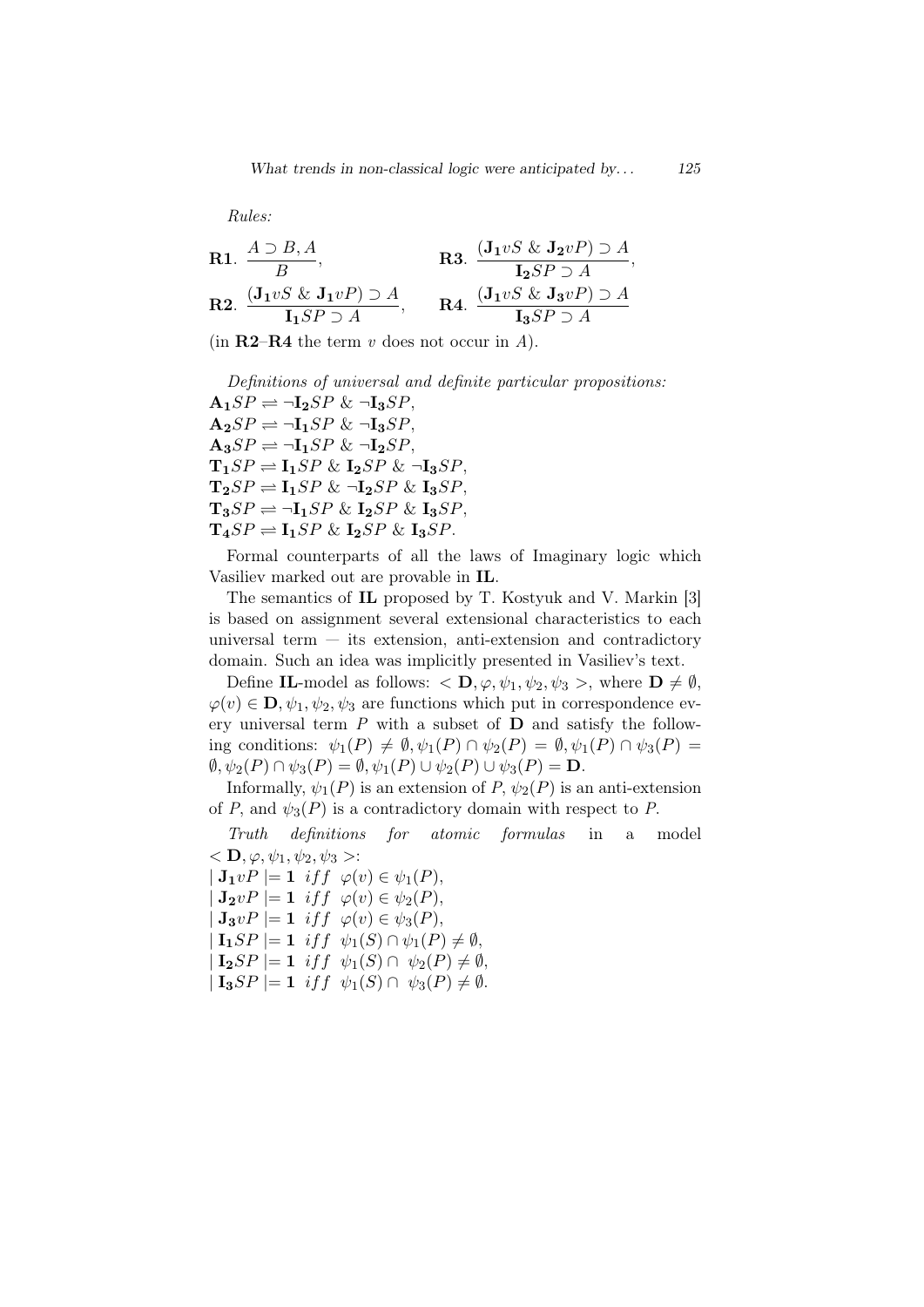*Rules:*

$$\mathbf{R1}.\ \frac{A \supset B, A}{B}, \qquad \mathbf{R3}.\ \frac{(\mathbf{J_1}vS \ \&\ \mathbf{J_2}vP) \supset A}{\mathbf{I_2}SP \supset A},$$

$$\mathbf{R2}.\ \frac{(\mathbf{J_1}vS \ \&\ \mathbf{J_1}vP) \supset A}{\mathbf{I_1}SP \supset A}, \qquad \mathbf{R4}.\ \frac{(\mathbf{J_1}vS \ \&\ \mathbf{J_3}vP) \supset A}{\mathbf{I_3}SP \supset A}$$

(in **R2**–**R4** the term $v$ does not occur in $A$).

*Definitions of universal and definite particular propositions:*

$\mathbf{A_1}SP \rightleftharpoons \neg\mathbf{I_2}SP \ \&\ \neg\mathbf{I_3}SP$,
$\mathbf{A_2}SP \rightleftharpoons \neg\mathbf{I_1}SP \ \&\ \neg\mathbf{I_3}SP$,
$\mathbf{A_3}SP \rightleftharpoons \neg\mathbf{I_1}SP \ \&\ \neg\mathbf{I_2}SP$,
$\mathbf{T_1}SP \rightleftharpoons \mathbf{I_1}SP \ \&\ \mathbf{I_2}SP \ \&\ \neg\mathbf{I_3}SP$,
$\mathbf{T_2}SP \rightleftharpoons \mathbf{I_1}SP \ \&\ \neg\mathbf{I_2}SP \ \&\ \mathbf{I_3}SP$,
$\mathbf{T_3}SP \rightleftharpoons \neg\mathbf{I_1}SP \ \&\ \mathbf{I_2}SP \ \&\ \mathbf{I_3}SP$,
$\mathbf{T_4}SP \rightleftharpoons \mathbf{I_1}SP \ \&\ \mathbf{I_2}SP \ \&\ \mathbf{I_3}SP$.

Formal counterparts of all the laws of Imaginary logic which Vasiliev marked out are provable in **IL**.

The semantics of **IL** proposed by T. Kostyuk and V. Markin [3] is based on assignment several extensional characteristics to each universal term — its extension, anti-extension and contradictory domain. Such an idea was implicitly presented in Vasiliev's text.

Define **IL**-model as follows: $< \mathbf{D}, \varphi, \psi_1, \psi_2, \psi_3 >$, where $\mathbf{D} \neq \emptyset$, $\varphi(v) \in \mathbf{D}, \psi_1, \psi_2, \psi_3$ are functions which put in correspondence every universal term $P$ with a subset of $\mathbf{D}$ and satisfy the following conditions: $\psi_1(P) \neq \emptyset, \psi_1(P) \cap \psi_2(P) = \emptyset, \psi_1(P) \cap \psi_3(P) = \emptyset, \psi_2(P) \cap \psi_3(P) = \emptyset, \psi_1(P) \cup \psi_2(P) \cup \psi_3(P) = \mathbf{D}$.

Informally, $\psi_1(P)$ is an extension of $P$, $\psi_2(P)$ is an anti-extension of $P$, and $\psi_3(P)$ is a contradictory domain with respect to $P$.

*Truth definitions for atomic formulas* in a model $< \mathbf{D}, \varphi, \psi_1, \psi_2, \psi_3 >$:

$\mid \mathbf{J_1}vP \mid = \mathbf{1} \ \ iff \ \ \varphi(v) \in \psi_1(P)$,
$\mid \mathbf{J_2}vP \mid = \mathbf{1} \ \ iff \ \ \varphi(v) \in \psi_2(P)$,
$\mid \mathbf{J_3}vP \mid = \mathbf{1} \ \ iff \ \ \varphi(v) \in \psi_3(P)$,
$\mid \mathbf{I_1}SP \mid = \mathbf{1} \ \ iff \ \ \psi_1(S) \cap \psi_1(P) \neq \emptyset$,
$\mid \mathbf{I_2}SP \mid = \mathbf{1} \ \ iff \ \ \psi_1(S) \cap \psi_2(P) \neq \emptyset$,
$\mid \mathbf{I_3}SP \mid = \mathbf{1} \ \ iff \ \ \psi_1(S) \cap \psi_3(P) \neq \emptyset$.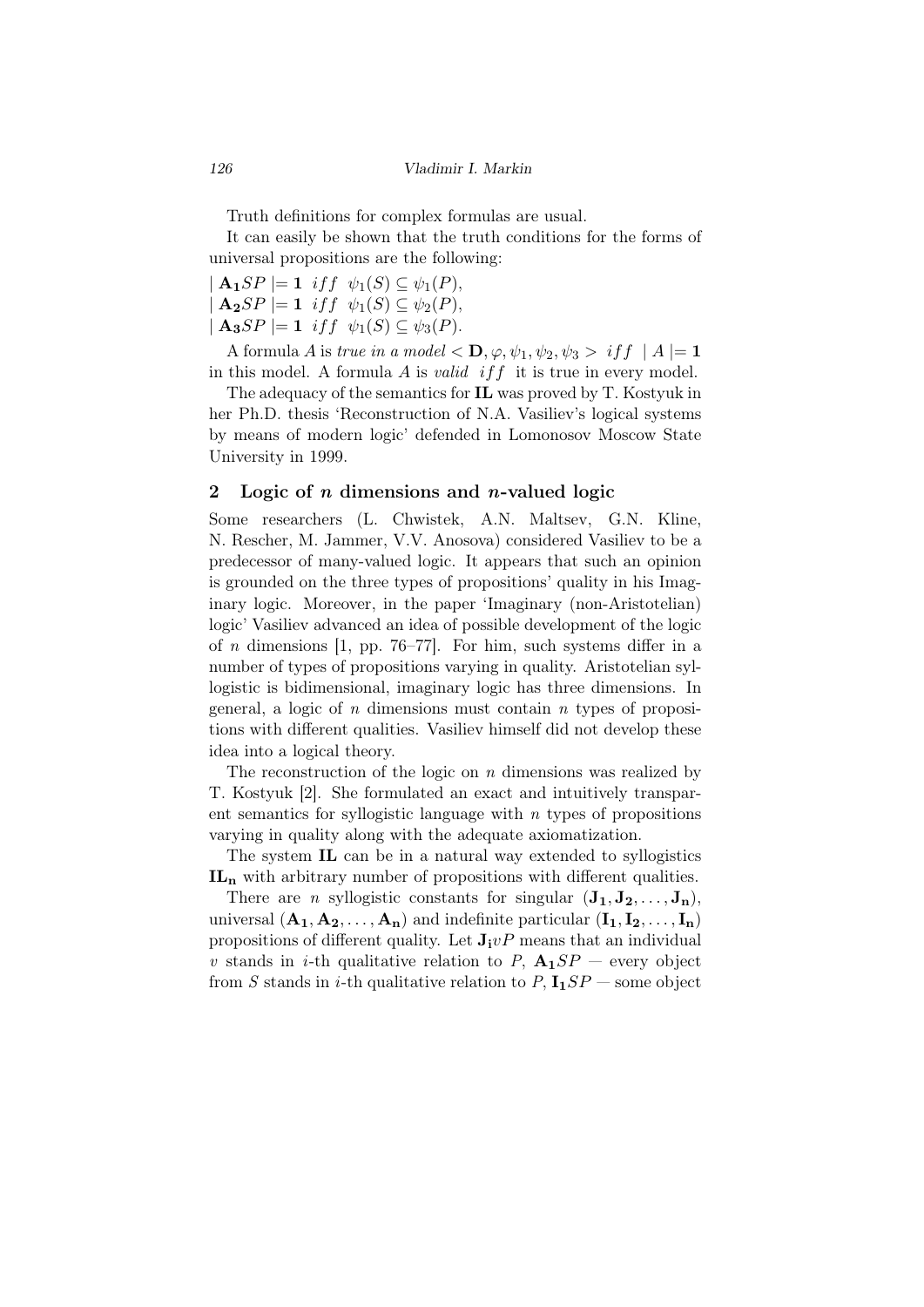Truth definitions for complex formulas are usual.

It can easily be shown that the truth conditions for the forms of universal propositions are the following:

$| \mathbf{A_1}SP | = \mathbf{1}$ *iff* $\psi_1(S) \subseteq \psi_1(P)$,
$| \mathbf{A_2}SP | = \mathbf{1}$ *iff* $\psi_1(S) \subseteq \psi_2(P)$,
$| \mathbf{A_3}SP | = \mathbf{1}$ *iff* $\psi_1(S) \subseteq \psi_3(P)$.

A formula $A$ is *true in a model* $< \mathbf{D}, \varphi, \psi_1, \psi_2, \psi_3 >$ *iff* $| A | = \mathbf{1}$ in this model. A formula $A$ is *valid iff* it is true in every model.

The adequacy of the semantics for **IL** was proved by T. Kostyuk in her Ph.D. thesis 'Reconstruction of N.A. Vasiliev's logical systems by means of modern logic' defended in Lomonosov Moscow State University in 1999.

## 2 Logic of $n$ dimensions and $n$-valued logic

Some researchers (L. Chwistek, A.N. Maltsev, G.N. Kline, N. Rescher, M. Jammer, V.V. Anosova) considered Vasiliev to be a predecessor of many-valued logic. It appears that such an opinion is grounded on the three types of propositions' quality in his Imaginary logic. Moreover, in the paper 'Imaginary (non-Aristotelian) logic' Vasiliev advanced an idea of possible development of the logic of $n$ dimensions [1, pp. 76–77]. For him, such systems differ in a number of types of propositions varying in quality. Aristotelian syllogistic is bidimensional, imaginary logic has three dimensions. In general, a logic of $n$ dimensions must contain $n$ types of propositions with different qualities. Vasiliev himself did not develop these idea into a logical theory.

The reconstruction of the logic on $n$ dimensions was realized by T. Kostyuk [2]. She formulated an exact and intuitively transparent semantics for syllogistic language with $n$ types of propositions varying in quality along with the adequate axiomatization.

The system **IL** can be in a natural way extended to syllogistics $\mathbf{IL_n}$ with arbitrary number of propositions with different qualities.

There are $n$ syllogistic constants for singular $(\mathbf{J_1}, \mathbf{J_2}, \ldots, \mathbf{J_n})$, universal $(\mathbf{A_1}, \mathbf{A_2}, \ldots, \mathbf{A_n})$ and indefinite particular $(\mathbf{I_1}, \mathbf{I_2}, \ldots, \mathbf{I_n})$ propositions of different quality. Let $\mathbf{J_i}vP$ means that an individual $v$ stands in $i$-th qualitative relation to $P$, $\mathbf{A_1}SP$ — every object from $S$ stands in $i$-th qualitative relation to $P$, $\mathbf{I_1}SP$ — some object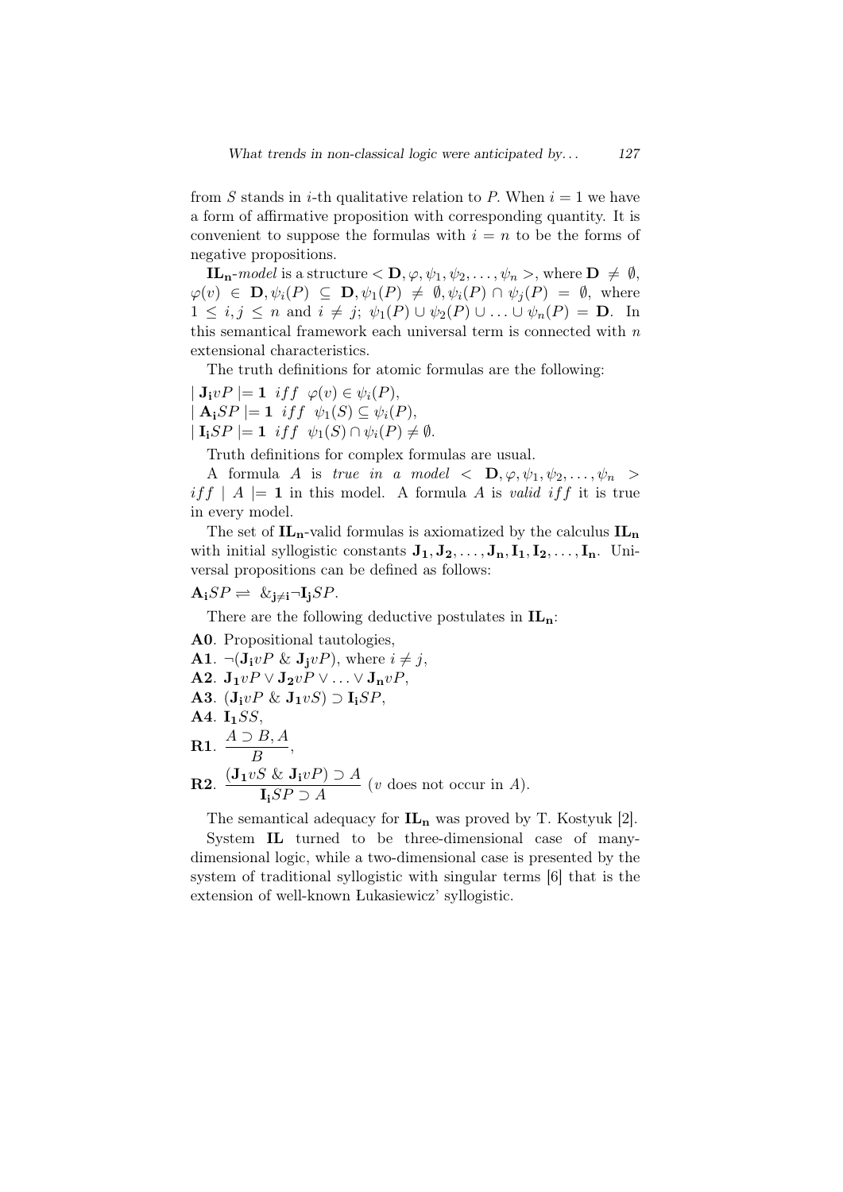from $S$ stands in $i$-th qualitative relation to $P$. When $i = 1$ we have a form of affirmative proposition with corresponding quantity. It is convenient to suppose the formulas with $i = n$ to be the forms of negative propositions.

$\mathbf{IL_n}$-*model* is a structure $< \mathbf{D}, \varphi, \psi_1, \psi_2, \ldots, \psi_n >$, where $\mathbf{D} \neq \emptyset$, $\varphi(v) \in \mathbf{D}, \psi_i(P) \subseteq \mathbf{D}, \psi_1(P) \neq \emptyset, \psi_i(P) \cap \psi_j(P) = \emptyset$, where $1 \leq i, j \leq n$ and $i \neq j$; $\psi_1(P) \cup \psi_2(P) \cup \ldots \cup \psi_n(P) = \mathbf{D}$. In this semantical framework each universal term is connected with $n$ extensional characteristics.

The truth definitions for atomic formulas are the following:

$| \mathbf{J_i} vP |= \mathbf{1}$ $iff$ $\varphi(v) \in \psi_i(P)$,
$| \mathbf{A_i} SP |= \mathbf{1}$ $iff$ $\psi_1(S) \subseteq \psi_i(P)$,
$| \mathbf{I_i} SP |= \mathbf{1}$ $iff$ $\psi_1(S) \cap \psi_i(P) \neq \emptyset$.

Truth definitions for complex formulas are usual.

A formula $A$ is *true in a model* $< \mathbf{D}, \varphi, \psi_1, \psi_2, \ldots, \psi_n >$ $iff$ $| A |= \mathbf{1}$ in this model. A formula $A$ is *valid* $iff$ it is true in every model.

The set of $\mathbf{IL_n}$-valid formulas is axiomatized by the calculus $\mathbf{IL_n}$ with initial syllogistic constants $\mathbf{J_1}, \mathbf{J_2}, \ldots, \mathbf{J_n}, \mathbf{I_1}, \mathbf{I_2}, \ldots, \mathbf{I_n}$. Universal propositions can be defined as follows:

$\mathbf{A_i} SP \rightleftharpoons \&_{\mathbf{j} \neq \mathbf{i}} \neg \mathbf{I_j} SP$.

There are the following deductive postulates in $\mathbf{IL_n}$:

**A0**. Propositional tautologies,
**A1**. $\neg(\mathbf{J_i} vP \ \& \ \mathbf{J_j} vP)$, where $i \neq j$,
**A2**. $\mathbf{J_1} vP \vee \mathbf{J_2} vP \vee \ldots \vee \mathbf{J_n} vP$,
**A3**. $(\mathbf{J_i} vP \ \& \ \mathbf{J_1} vS) \supset \mathbf{I_i} SP$,
**A4**. $\mathbf{I_1} SS$,
**R1**. $\dfrac{A \supset B, A}{B}$,
**R2**. $\dfrac{(\mathbf{J_1} vS \ \& \ \mathbf{J_i} vP) \supset A}{\mathbf{I_i} SP \supset A}$ ($v$ does not occur in $A$).

The semantical adequacy for $\mathbf{IL_n}$ was proved by T. Kostyuk [2].

System **IL** turned to be three-dimensional case of many-dimensional logic, while a two-dimensional case is presented by the system of traditional syllogistic with singular terms [6] that is the extension of well-known Łukasiewicz' syllogistic.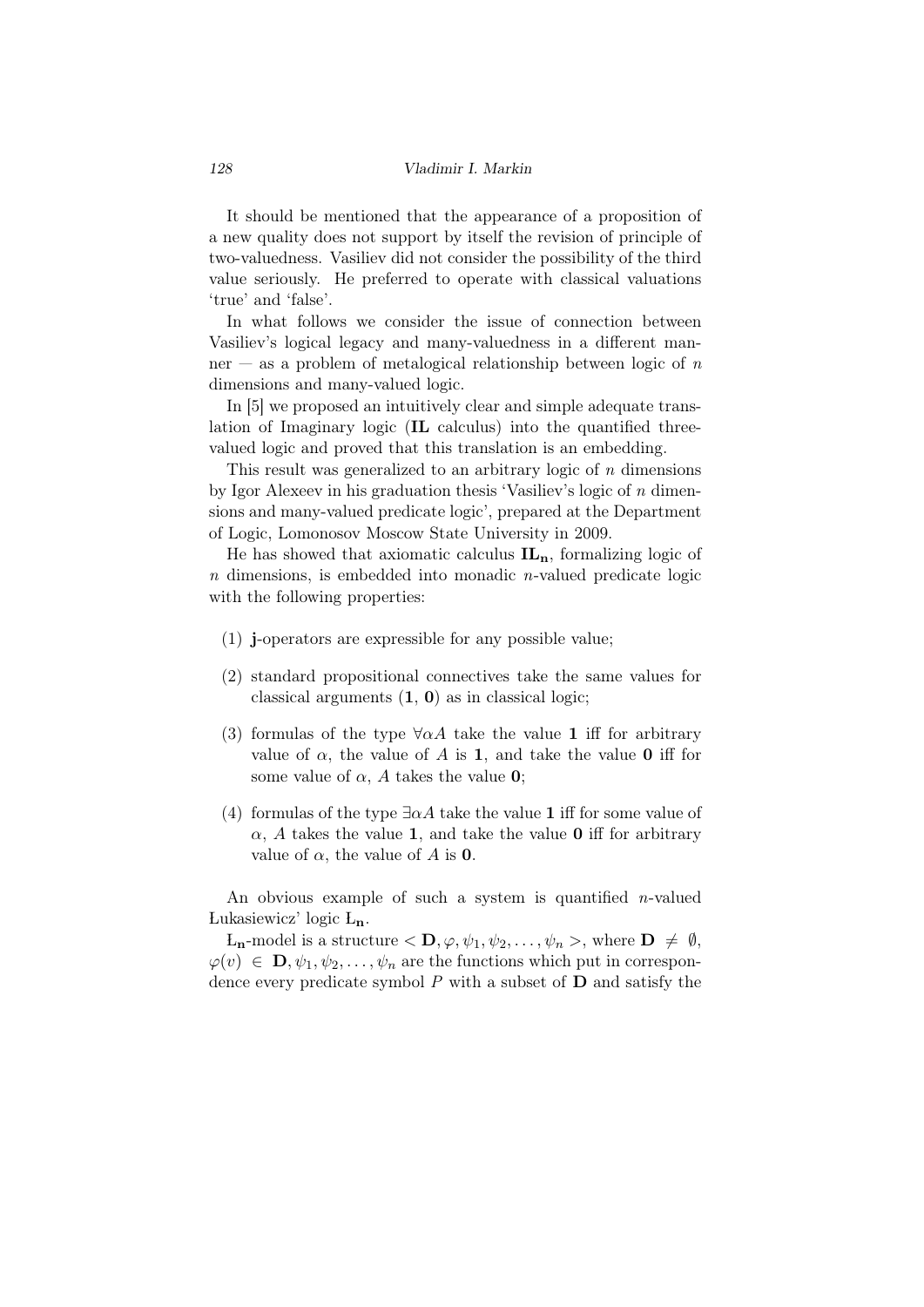It should be mentioned that the appearance of a proposition of a new quality does not support by itself the revision of principle of two-valuedness. Vasiliev did not consider the possibility of the third value seriously. He preferred to operate with classical valuations 'true' and 'false'.

In what follows we consider the issue of connection between Vasiliev's logical legacy and many-valuedness in a different manner — as a problem of metalogical relationship between logic of $n$ dimensions and many-valued logic.

In [5] we proposed an intuitively clear and simple adequate translation of Imaginary logic (**IL** calculus) into the quantified three-valued logic and proved that this translation is an embedding.

This result was generalized to an arbitrary logic of $n$ dimensions by Igor Alexeev in his graduation thesis 'Vasiliev's logic of $n$ dimensions and many-valued predicate logic', prepared at the Department of Logic, Lomonosov Moscow State University in 2009.

He has showed that axiomatic calculus $\mathbf{IL_n}$, formalizing logic of $n$ dimensions, is embedded into monadic $n$-valued predicate logic with the following properties:

(1) **j**-operators are expressible for any possible value;

(2) standard propositional connectives take the same values for classical arguments (**1**, **0**) as in classical logic;

(3) formulas of the type $\forall\alpha A$ take the value **1** iff for arbitrary value of $\alpha$, the value of $A$ is **1**, and take the value **0** iff for some value of $\alpha$, $A$ takes the value **0**;

(4) formulas of the type $\exists\alpha A$ take the value **1** iff for some value of $\alpha$, $A$ takes the value **1**, and take the value **0** iff for arbitrary value of $\alpha$, the value of $A$ is **0**.

An obvious example of such a system is quantified $n$-valued Łukasiewicz' logic $\mathrm{Ł}_\mathbf{n}$.

$\mathrm{Ł}_\mathbf{n}$-model is a structure $< \mathbf{D}, \varphi, \psi_1, \psi_2, \ldots, \psi_n >$, where $\mathbf{D} \neq \emptyset$, $\varphi(v) \in \mathbf{D}, \psi_1, \psi_2, \ldots, \psi_n$ are the functions which put in correspondence every predicate symbol $P$ with a subset of $\mathbf{D}$ and satisfy the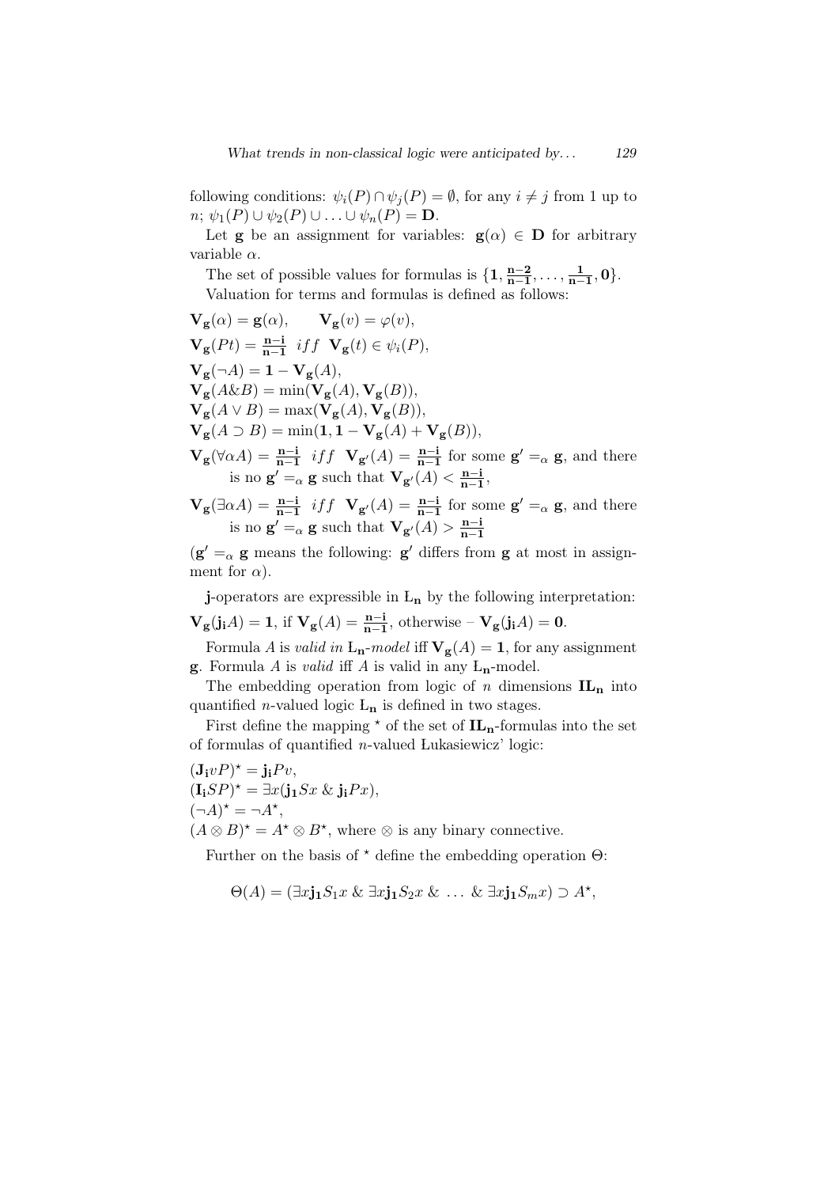following conditions: $\psi_i(P) \cap \psi_j(P) = \emptyset$, for any $i \neq j$ from 1 up to $n$; $\psi_1(P) \cup \psi_2(P) \cup \ldots \cup \psi_n(P) = \mathbf{D}$.

Let $\mathbf{g}$ be an assignment for variables: $\mathbf{g}(\alpha) \in \mathbf{D}$ for arbitrary variable $\alpha$.

The set of possible values for formulas is $\{\mathbf{1}, \mathbf{\frac{n-2}{n-1}}, \ldots, \mathbf{\frac{1}{n-1}}, \mathbf{0}\}$.

Valuation for terms and formulas is defined as follows:

$\mathbf{V_g}(\alpha) = \mathbf{g}(\alpha), \qquad \mathbf{V_g}(v) = \varphi(v),$

$\mathbf{V_g}(Pt) = \mathbf{\frac{n-i}{n-1}}$ $iff$ $\mathbf{V_g}(t) \in \psi_i(P)$,

$\mathbf{V_g}(\neg A) = \mathbf{1} - \mathbf{V_g}(A)$,

$\mathbf{V_g}(A \& B) = \min(\mathbf{V_g}(A), \mathbf{V_g}(B))$,

$\mathbf{V_g}(A \vee B) = \max(\mathbf{V_g}(A), \mathbf{V_g}(B))$,

$\mathbf{V_g}(A \supset B) = \min(\mathbf{1}, \mathbf{1} - \mathbf{V_g}(A) + \mathbf{V_g}(B))$,

$\mathbf{V_g}(\forall \alpha A) = \mathbf{\frac{n-i}{n-1}}$ $iff$ $\mathbf{V_{g'}}(A) = \mathbf{\frac{n-i}{n-1}}$ for some $\mathbf{g'} =_\alpha \mathbf{g}$, and there is no $\mathbf{g'} =_\alpha \mathbf{g}$ such that $\mathbf{V_{g'}}(A) < \mathbf{\frac{n-i}{n-1}}$,

$\mathbf{V_g}(\exists \alpha A) = \mathbf{\frac{n-i}{n-1}}$ $iff$ $\mathbf{V_{g'}}(A) = \mathbf{\frac{n-i}{n-1}}$ for some $\mathbf{g'} =_\alpha \mathbf{g}$, and there is no $\mathbf{g'} =_\alpha \mathbf{g}$ such that $\mathbf{V_{g'}}(A) > \mathbf{\frac{n-i}{n-1}}$

($\mathbf{g'} =_\alpha \mathbf{g}$ means the following: $\mathbf{g'}$ differs from $\mathbf{g}$ at most in assignment for $\alpha$).

$\mathbf{j}$-operators are expressible in $\mathbf{Ł_n}$ by the following interpretation:

$\mathbf{V_g}(\mathbf{j_i}A) = \mathbf{1}$, if $\mathbf{V_g}(A) = \mathbf{\frac{n-i}{n-1}}$, otherwise – $\mathbf{V_g}(\mathbf{j_i}A) = \mathbf{0}$.

Formula $A$ is *valid in* $\mathbf{Ł_n}$*-model* iff $\mathbf{V_g}(A) = \mathbf{1}$, for any assignment $\mathbf{g}$. Formula $A$ is *valid* iff $A$ is valid in any $\mathbf{Ł_n}$-model.

The embedding operation from logic of $n$ dimensions $\mathbf{IL_n}$ into quantified $n$-valued logic $\mathbf{Ł_n}$ is defined in two stages.

First define the mapping $^\star$ of the set of $\mathbf{IL_n}$-formulas into the set of formulas of quantified $n$-valued Łukasiewicz' logic:

$(\mathbf{J_i}vP)^\star = \mathbf{j_i}Pv$,

$(\mathbf{I_i}SP)^\star = \exists x(\mathbf{j_1}Sx \;\&\; \mathbf{j_i}Px)$,

$(\neg A)^\star = \neg A^\star$,

$(A \otimes B)^\star = A^\star \otimes B^\star$, where $\otimes$ is any binary connective.

Further on the basis of $^\star$ define the embedding operation $\Theta$:

$$\Theta(A) = (\exists x \mathbf{j_1} S_1 x \;\&\; \exists x \mathbf{j_1} S_2 x \;\&\; \ldots \;\&\; \exists x \mathbf{j_1} S_m x) \supset A^\star,$$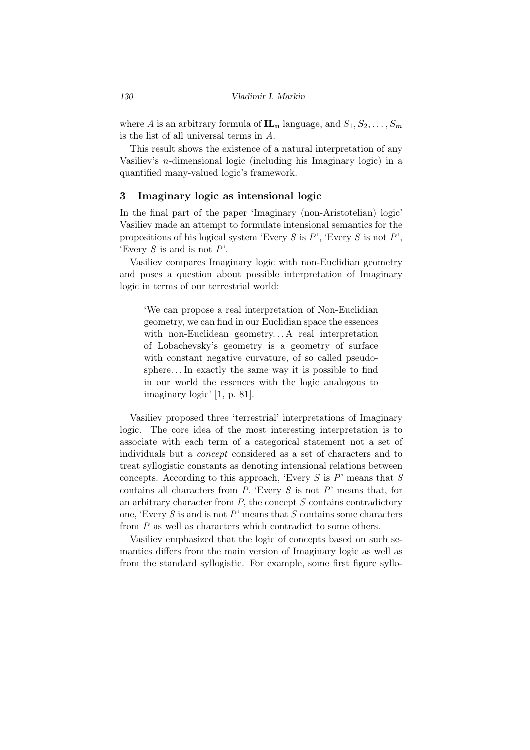where $A$ is an arbitrary formula of $\mathbf{IL_n}$ language, and $S_1, S_2, \ldots, S_m$ is the list of all universal terms in $A$.

This result shows the existence of a natural interpretation of any Vasiliev's $n$-dimensional logic (including his Imaginary logic) in a quantified many-valued logic's framework.

## 3 Imaginary logic as intensional logic

In the final part of the paper 'Imaginary (non-Aristotelian) logic' Vasiliev made an attempt to formulate intensional semantics for the propositions of his logical system 'Every $S$ is $P$', 'Every $S$ is not $P$', 'Every $S$ is and is not $P$'.

Vasiliev compares Imaginary logic with non-Euclidian geometry and poses a question about possible interpretation of Imaginary logic in terms of our terrestrial world:

> 'We can propose a real interpretation of Non-Euclidian geometry, we can find in our Euclidian space the essences with non-Euclidean geometry... A real interpretation of Lobachevsky's geometry is a geometry of surface with constant negative curvature, of so called pseudo-sphere... In exactly the same way it is possible to find in our world the essences with the logic analogous to imaginary logic' [1, p. 81].

Vasiliev proposed three 'terrestrial' interpretations of Imaginary logic. The core idea of the most interesting interpretation is to associate with each term of a categorical statement not a set of individuals but a *concept* considered as a set of characters and to treat syllogistic constants as denoting intensional relations between concepts. According to this approach, 'Every $S$ is $P$' means that $S$ contains all characters from $P$. 'Every $S$ is not $P$' means that, for an arbitrary character from $P$, the concept $S$ contains contradictory one, 'Every $S$ is and is not $P$' means that $S$ contains some characters from $P$ as well as characters which contradict to some others.

Vasiliev emphasized that the logic of concepts based on such semantics differs from the main version of Imaginary logic as well as from the standard syllogistic. For example, some first figure syllo-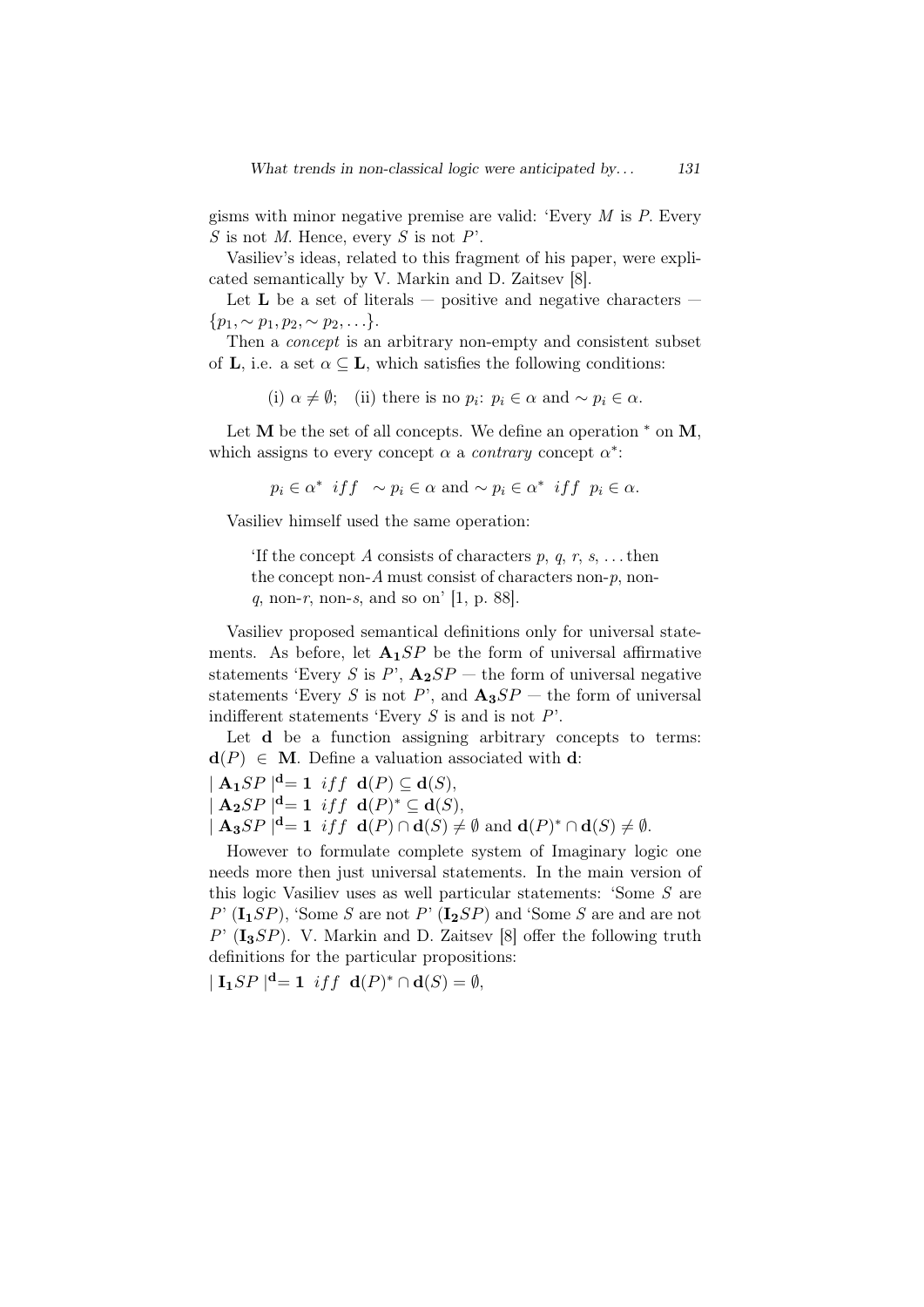gisms with minor negative premise are valid: 'Every $M$ is $P$. Every $S$ is not $M$. Hence, every $S$ is not $P$'.

Vasiliev's ideas, related to this fragment of his paper, were explicated semantically by V. Markin and D. Zaitsev [8].

Let $\mathbf{L}$ be a set of literals — positive and negative characters — $\{p_1, \sim p_1, p_2, \sim p_2, \ldots\}$.

Then a *concept* is an arbitrary non-empty and consistent subset of $\mathbf{L}$, i.e. a set $\alpha \subseteq \mathbf{L}$, which satisfies the following conditions:

(i) $\alpha \neq \emptyset$; (ii) there is no $p_i$: $p_i \in \alpha$ and $\sim p_i \in \alpha$.

Let $\mathbf{M}$ be the set of all concepts. We define an operation $^*$ on $\mathbf{M}$, which assigns to every concept $\alpha$ a *contrary* concept $\alpha^*$:

$$p_i \in \alpha^* \ iff \ \sim p_i \in \alpha \text{ and } \sim p_i \in \alpha^* \ iff \ p_i \in \alpha.$$

Vasiliev himself used the same operation:

> 'If the concept $A$ consists of characters $p$, $q$, $r$, $s$, ... then the concept non-$A$ must consist of characters non-$p$, non-$q$, non-$r$, non-$s$, and so on' [1, p. 88].

Vasiliev proposed semantical definitions only for universal statements. As before, let $\mathbf{A_1}SP$ be the form of universal affirmative statements 'Every $S$ is $P$', $\mathbf{A_2}SP$ — the form of universal negative statements 'Every $S$ is not $P$', and $\mathbf{A_3}SP$ — the form of universal indifferent statements 'Every $S$ is and is not $P$'.

Let $\mathbf{d}$ be a function assigning arbitrary concepts to terms: $\mathbf{d}(P) \in \mathbf{M}$. Define a valuation associated with $\mathbf{d}$:

$| \mathbf{A_1}SP |^{\mathbf{d}} = \mathbf{1} \ iff \ \mathbf{d}(P) \subseteq \mathbf{d}(S)$,
$| \mathbf{A_2}SP |^{\mathbf{d}} = \mathbf{1} \ iff \ \mathbf{d}(P)^* \subseteq \mathbf{d}(S)$,
$| \mathbf{A_3}SP |^{\mathbf{d}} = \mathbf{1} \ iff \ \mathbf{d}(P) \cap \mathbf{d}(S) \neq \emptyset$ and $\mathbf{d}(P)^* \cap \mathbf{d}(S) \neq \emptyset$.

However to formulate complete system of Imaginary logic one needs more then just universal statements. In the main version of this logic Vasiliev uses as well particular statements: 'Some $S$ are $P$' ($\mathbf{I_1}SP$), 'Some $S$ are not $P$' ($\mathbf{I_2}SP$) and 'Some $S$ are and are not $P$' ($\mathbf{I_3}SP$). V. Markin and D. Zaitsev [8] offer the following truth definitions for the particular propositions:

$| \mathbf{I_1}SP |^{\mathbf{d}} = \mathbf{1} \ iff \ \mathbf{d}(P)^* \cap \mathbf{d}(S) = \emptyset$,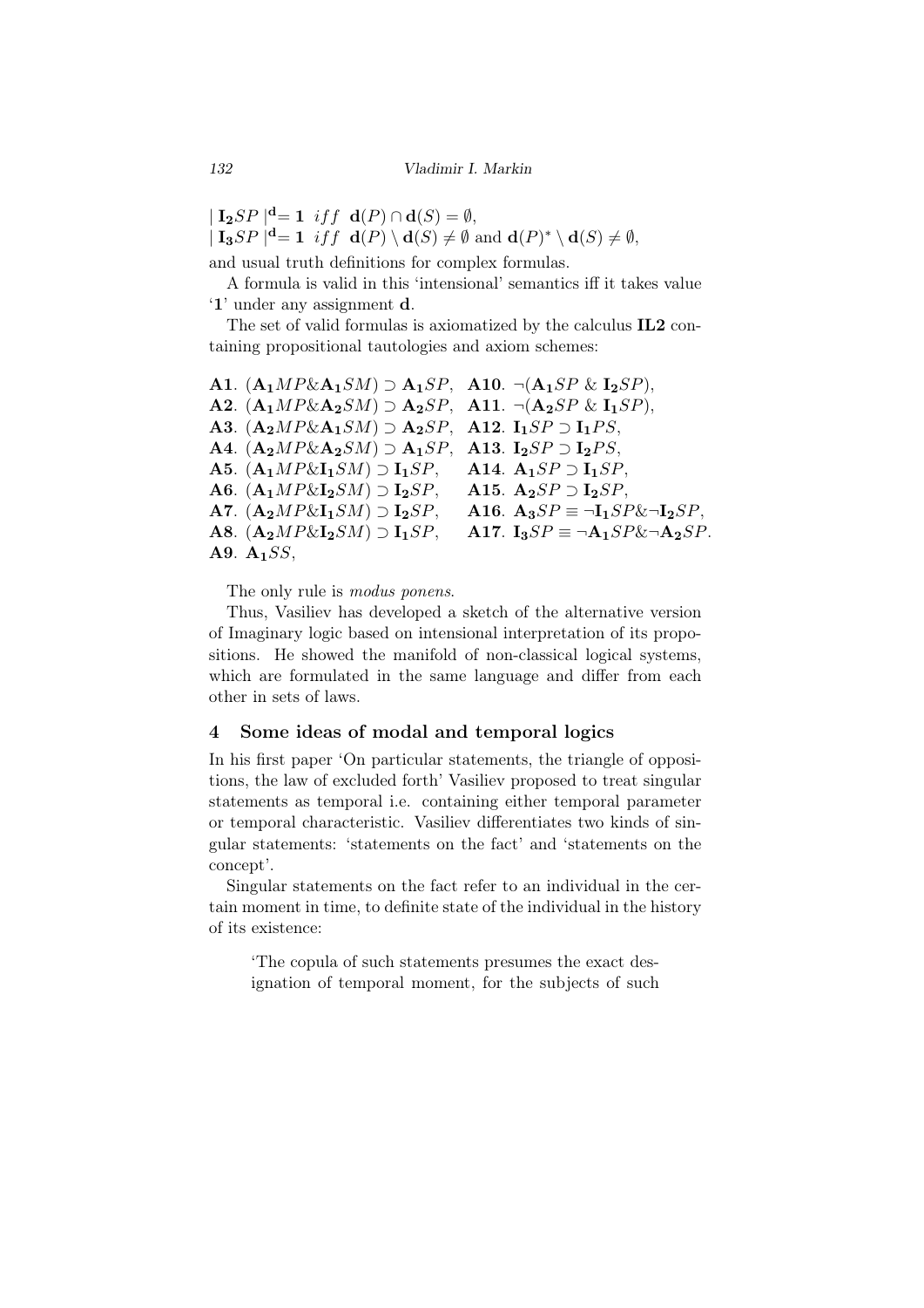$| \mathbf{I_2}SP |^{\mathbf{d}} = \mathbf{1} \;\; iff \;\; \mathbf{d}(P) \cap \mathbf{d}(S) = \emptyset$,
$| \mathbf{I_3}SP |^{\mathbf{d}} = \mathbf{1} \;\; iff \;\; \mathbf{d}(P) \setminus \mathbf{d}(S) \neq \emptyset$ and $\mathbf{d}(P)^* \setminus \mathbf{d}(S) \neq \emptyset$,

and usual truth definitions for complex formulas.

A formula is valid in this 'intensional' semantics iff it takes value '**1**' under any assignment **d**.

The set of valid formulas is axiomatized by the calculus **IL2** containing propositional tautologies and axiom schemes:

**A1**. $(\mathbf{A_1}MP \& \mathbf{A_1}SM) \supset \mathbf{A_1}SP$,
**A2**. $(\mathbf{A_1}MP \& \mathbf{A_2}SM) \supset \mathbf{A_2}SP$,
**A3**. $(\mathbf{A_2}MP \& \mathbf{A_1}SM) \supset \mathbf{A_2}SP$,
**A4**. $(\mathbf{A_2}MP \& \mathbf{A_2}SM) \supset \mathbf{A_1}SP$,
**A5**. $(\mathbf{A_1}MP \& \mathbf{I_1}SM) \supset \mathbf{I_1}SP$,
**A6**. $(\mathbf{A_1}MP \& \mathbf{I_2}SM) \supset \mathbf{I_2}SP$,
**A7**. $(\mathbf{A_2}MP \& \mathbf{I_1}SM) \supset \mathbf{I_2}SP$,
**A8**. $(\mathbf{A_2}MP \& \mathbf{I_2}SM) \supset \mathbf{I_1}SP$,
**A9**. $\mathbf{A_1}SS$,
**A10**. $\neg(\mathbf{A_1}SP \;\&\; \mathbf{I_2}SP)$,
**A11**. $\neg(\mathbf{A_2}SP \;\&\; \mathbf{I_1}SP)$,
**A12**. $\mathbf{I_1}SP \supset \mathbf{I_1}PS$,
**A13**. $\mathbf{I_2}SP \supset \mathbf{I_2}PS$,
**A14**. $\mathbf{A_1}SP \supset \mathbf{I_1}SP$,
**A15**. $\mathbf{A_2}SP \supset \mathbf{I_2}SP$,
**A16**. $\mathbf{A_3}SP \equiv \neg\mathbf{I_1}SP \& \neg\mathbf{I_2}SP$,
**A17**. $\mathbf{I_3}SP \equiv \neg\mathbf{A_1}SP \& \neg\mathbf{A_2}SP$.

The only rule is *modus ponens*.

Thus, Vasiliev has developed a sketch of the alternative version of Imaginary logic based on intensional interpretation of its propositions. He showed the manifold of non-classical logical systems, which are formulated in the same language and differ from each other in sets of laws.

## 4 Some ideas of modal and temporal logics

In his first paper 'On particular statements, the triangle of oppositions, the law of excluded forth' Vasiliev proposed to treat singular statements as temporal i.e. containing either temporal parameter or temporal characteristic. Vasiliev differentiates two kinds of singular statements: 'statements on the fact' and 'statements on the concept'.

Singular statements on the fact refer to an individual in the certain moment in time, to definite state of the individual in the history of its existence:

> 'The copula of such statements presumes the exact designation of temporal moment, for the subjects of such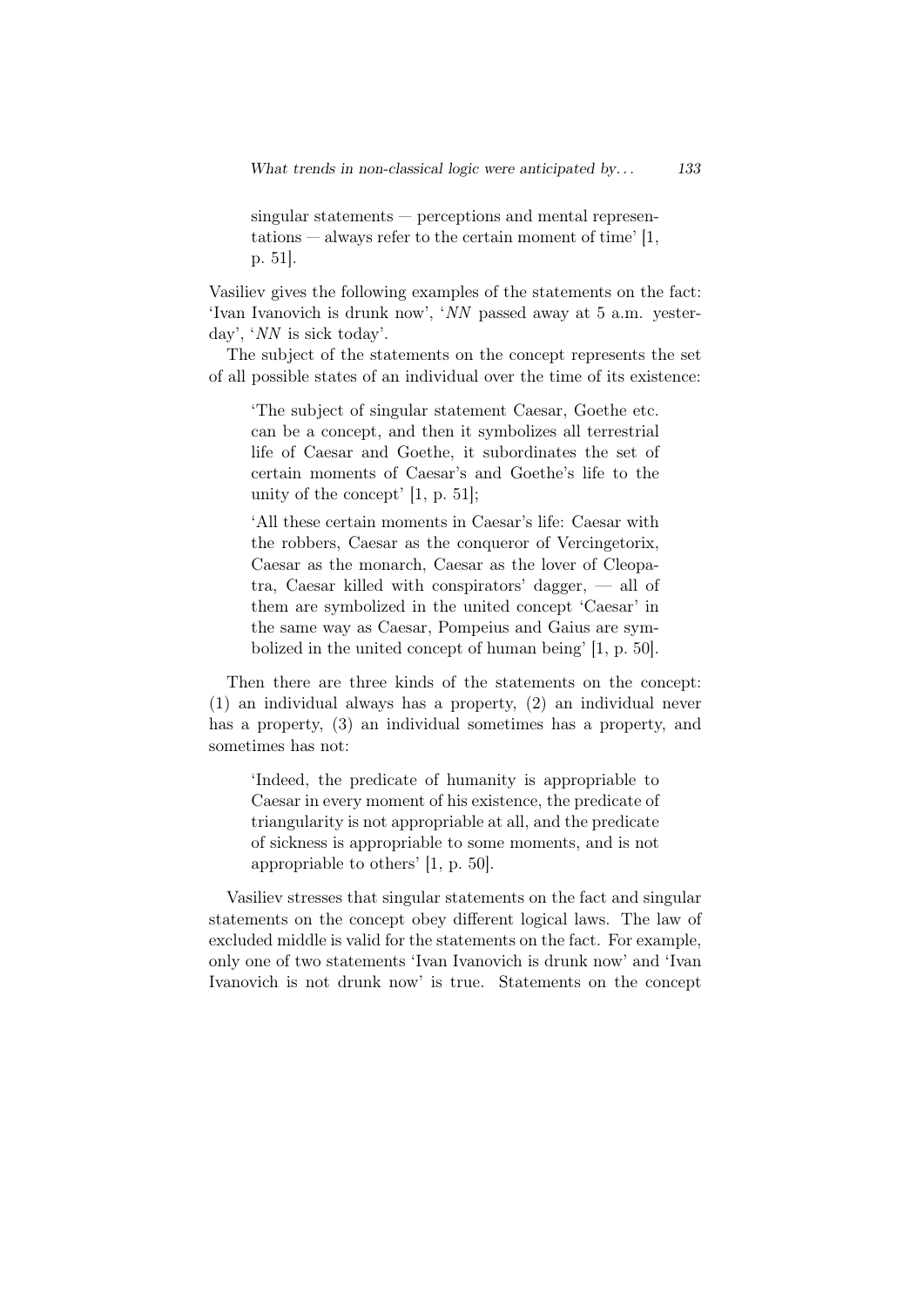> singular statements — perceptions and mental representations — always refer to the certain moment of time' [1, p. 51].

Vasiliev gives the following examples of the statements on the fact: 'Ivan Ivanovich is drunk now', '*NN* passed away at 5 a.m. yesterday', '*NN* is sick today'.

The subject of the statements on the concept represents the set of all possible states of an individual over the time of its existence:

> 'The subject of singular statement Caesar, Goethe etc. can be a concept, and then it symbolizes all terrestrial life of Caesar and Goethe, it subordinates the set of certain moments of Caesar's and Goethe's life to the unity of the concept' [1, p. 51];

> 'All these certain moments in Caesar's life: Caesar with the robbers, Caesar as the conqueror of Vercingetorix, Caesar as the monarch, Caesar as the lover of Cleopatra, Caesar killed with conspirators' dagger, — all of them are symbolized in the united concept 'Caesar' in the same way as Caesar, Pompeius and Gaius are symbolized in the united concept of human being' [1, p. 50].

Then there are three kinds of the statements on the concept: (1) an individual always has a property, (2) an individual never has a property, (3) an individual sometimes has a property, and sometimes has not:

> 'Indeed, the predicate of humanity is appropriable to Caesar in every moment of his existence, the predicate of triangularity is not appropriable at all, and the predicate of sickness is appropriable to some moments, and is not appropriable to others' [1, p. 50].

Vasiliev stresses that singular statements on the fact and singular statements on the concept obey different logical laws. The law of excluded middle is valid for the statements on the fact. For example, only one of two statements 'Ivan Ivanovich is drunk now' and 'Ivan Ivanovich is not drunk now' is true. Statements on the concept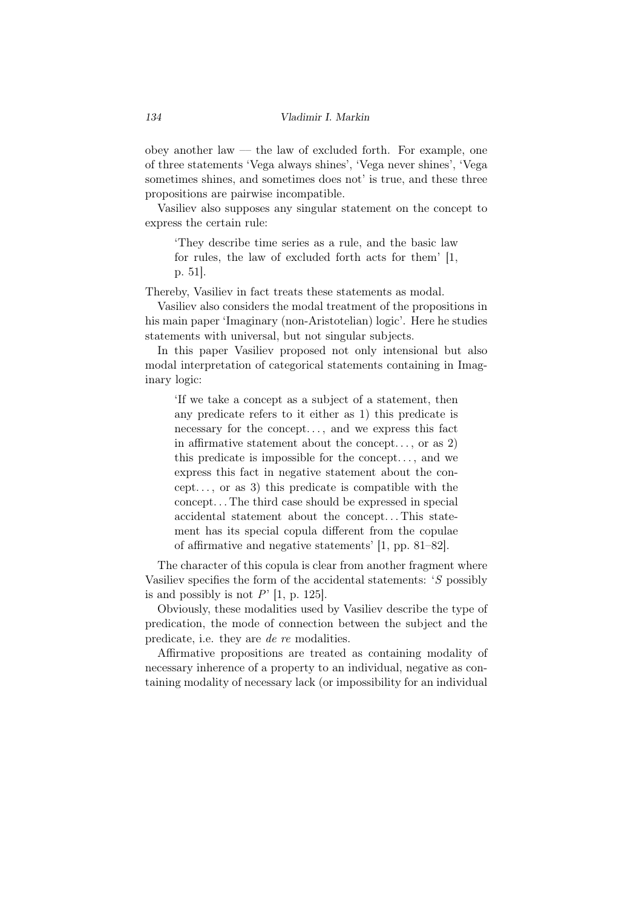obey another law — the law of excluded forth. For example, one of three statements 'Vega always shines', 'Vega never shines', 'Vega sometimes shines, and sometimes does not' is true, and these three propositions are pairwise incompatible.

Vasiliev also supposes any singular statement on the concept to express the certain rule:

> 'They describe time series as a rule, and the basic law for rules, the law of excluded forth acts for them' [1, p. 51].

Thereby, Vasiliev in fact treats these statements as modal.

Vasiliev also considers the modal treatment of the propositions in his main paper 'Imaginary (non-Aristotelian) logic'. Here he studies statements with universal, but not singular subjects.

In this paper Vasiliev proposed not only intensional but also modal interpretation of categorical statements containing in Imaginary logic:

> 'If we take a concept as a subject of a statement, then any predicate refers to it either as 1) this predicate is necessary for the concept. . . , and we express this fact in affirmative statement about the concept. . . , or as 2) this predicate is impossible for the concept. . . , and we express this fact in negative statement about the concept. . . , or as 3) this predicate is compatible with the concept. . . The third case should be expressed in special accidental statement about the concept. . . This statement has its special copula different from the copulae of affirmative and negative statements' [1, pp. 81–82].

The character of this copula is clear from another fragment where Vasiliev specifies the form of the accidental statements: '$S$ possibly is and possibly is not $P$' [1, p. 125].

Obviously, these modalities used by Vasiliev describe the type of predication, the mode of connection between the subject and the predicate, i.e. they are *de re* modalities.

Affirmative propositions are treated as containing modality of necessary inherence of a property to an individual, negative as containing modality of necessary lack (or impossibility for an individual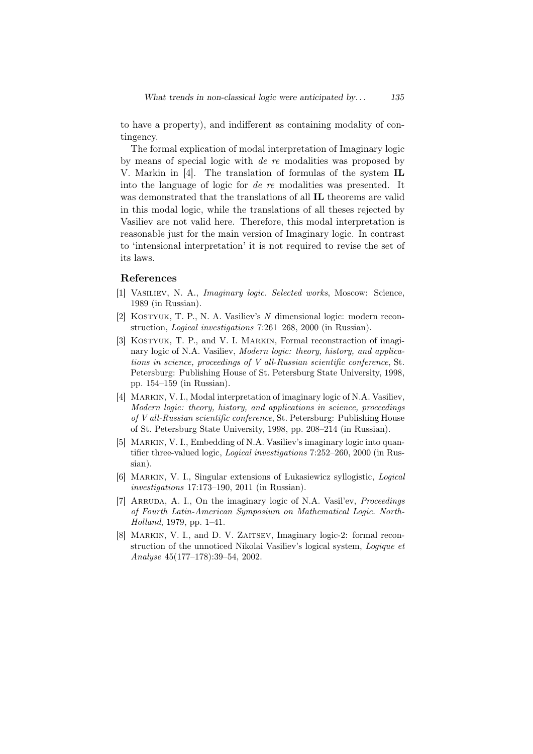to have a property), and indifferent as containing modality of contingency.

The formal explication of modal interpretation of Imaginary logic by means of special logic with *de re* modalities was proposed by V. Markin in [4]. The translation of formulas of the system **IL** into the language of logic for *de re* modalities was presented. It was demonstrated that the translations of all **IL** theorems are valid in this modal logic, while the translations of all theses rejected by Vasiliev are not valid here. Therefore, this modal interpretation is reasonable just for the main version of Imaginary logic. In contrast to 'intensional interpretation' it is not required to revise the set of its laws.

## References

[1] Vasiliev, N. A., *Imaginary logic. Selected works*, Moscow: Science, 1989 (in Russian).

[2] Kostyuk, T. P., N. A. Vasiliev's *N* dimensional logic: modern reconstruction, *Logical investigations* 7:261–268, 2000 (in Russian).

[3] Kostyuk, T. P., and V. I. Markin, Formal reconstraction of imaginary logic of N.A. Vasiliev, *Modern logic: theory, history, and applications in science, proceedings of V all-Russian scientific conference*, St. Petersburg: Publishing House of St. Petersburg State University, 1998, pp. 154–159 (in Russian).

[4] Markin, V. I., Modal interpretation of imaginary logic of N.A. Vasiliev, *Modern logic: theory, history, and applications in science, proceedings of V all-Russian scientific conference*, St. Petersburg: Publishing House of St. Petersburg State University, 1998, pp. 208–214 (in Russian).

[5] Markin, V. I., Embedding of N.A. Vasiliev's imaginary logic into quantifier three-valued logic, *Logical investigations* 7:252–260, 2000 (in Russian).

[6] Markin, V. I., Singular extensions of Łukasiewicz syllogistic, *Logical investigations* 17:173–190, 2011 (in Russian).

[7] Arruda, A. I., On the imaginary logic of N.A. Vasil'ev, *Proceedings of Fourth Latin-American Symposium on Mathematical Logic. North-Holland*, 1979, pp. 1–41.

[8] Markin, V. I., and D. V. Zaitsev, Imaginary logic-2: formal reconstruction of the unnoticed Nikolai Vasiliev's logical system, *Logique et Analyse* 45(177–178):39–54, 2002.